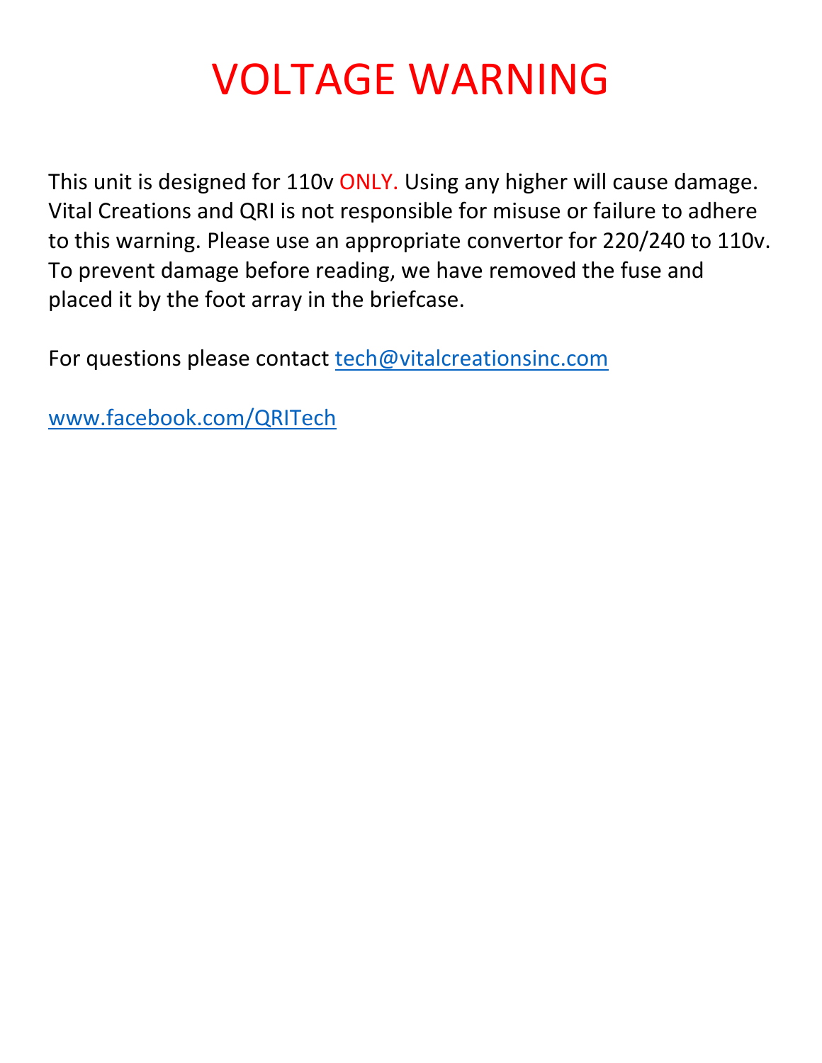# VOLTAGE WARNING

This unit is designed for 110v ONLY. Using any higher will cause damage. Vital Creations and QRI is not responsible for misuse or failure to adhere to this warning. Please use an appropriate convertor for 220/240 to 110v. To prevent damage before reading, we have removed the fuse and placed it by the foot array in the briefcase.

For questions please contact tech@vitalcreationsinc.com

www.facebook.com/QRITech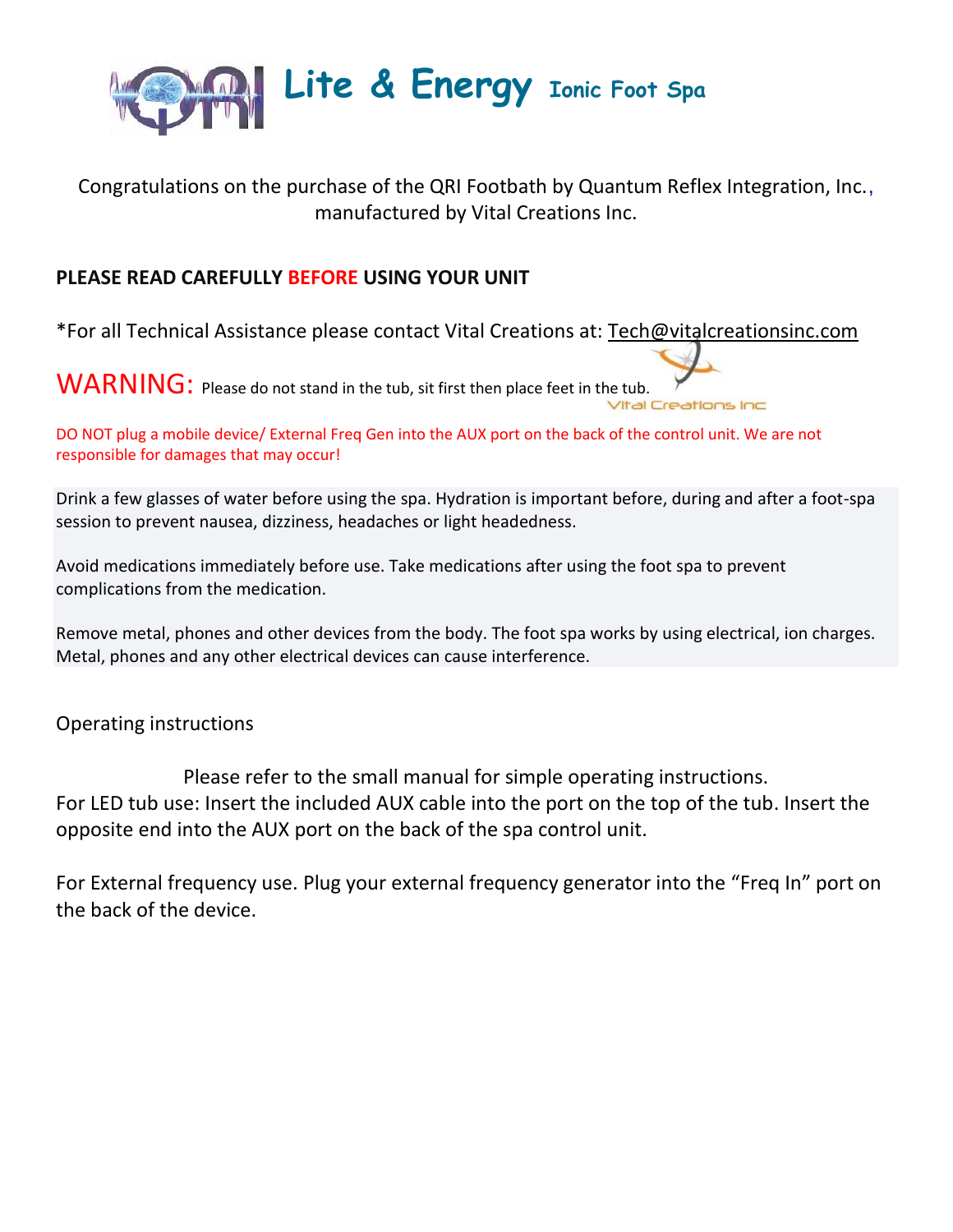# Lite & Energy Ionic Foot Spa

Congratulations on the purchase of the QRI Footbath by Quantum Reflex Integration, Inc., manufactured by Vital Creations Inc.

**PLEASE READ CAREFULLY BEFORE USING YOUR UNIT**

*For all Technical Assistance please contact Vital Creations at: Tech@vitalcreationsinc.com

WARNING: Please do not stand in the tub, sit first then place feet in the tub.

Vital Creations Inc

DO NOT plug a mobile device/ External Freq Gen into the AUX port on the back of the control unit. We are not responsible for damages that may occur!

Drink a few glasses of water before using the spa. Hydration is important before, during and after a foot-spa session to prevent nausea, dizziness, headaches or light headedness.

Avoid medications immediately before use. Take medications after using the foot spa to prevent complications from the medication.

Remove metal, phones and other devices from the body. The foot spa works by using electrical, ion charges. Metal, phones and any other electrical devices can cause interference.

Operating instructions

Please refer to the small manual for simple operating instructions.

For LED tub use: Insert the included AUX cable into the port on the top of the tub. Insert the opposite end into the AUX port on the back of the spa control unit.

For External frequency use. Plug your external frequency generator into the "Freq In" port on the back of the device.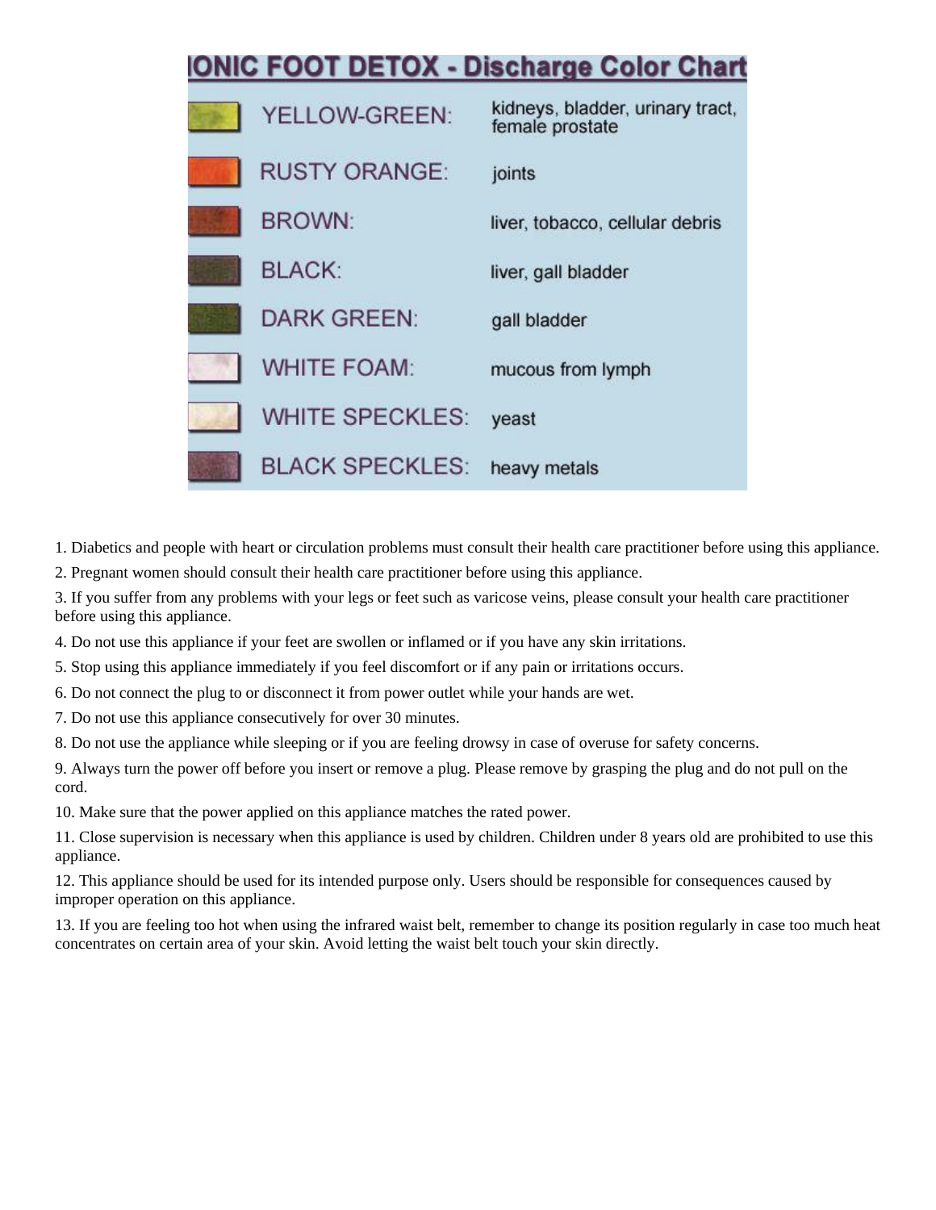## IONIC FOOT DETOX - Discharge Color Chart

| Color | Associated with |
| --- | --- |
| YELLOW-GREEN: | kidneys, bladder, urinary tract, female prostate |
| RUSTY ORANGE: | joints |
| BROWN: | liver, tobacco, cellular debris |
| BLACK: | liver, gall bladder |
| DARK GREEN: | gall bladder |
| WHITE FOAM: | mucous from lymph |
| WHITE SPECKLES: | yeast |
| BLACK SPECKLES: | heavy metals |

1. Diabetics and people with heart or circulation problems must consult their health care practitioner before using this appliance.
2. Pregnant women should consult their health care practitioner before using this appliance.
3. If you suffer from any problems with your legs or feet such as varicose veins, please consult your health care practitioner before using this appliance.
4. Do not use this appliance if your feet are swollen or inflamed or if you have any skin irritations.
5. Stop using this appliance immediately if you feel discomfort or if any pain or irritations occurs.
6. Do not connect the plug to or disconnect it from power outlet while your hands are wet.
7. Do not use this appliance consecutively for over 30 minutes.
8. Do not use the appliance while sleeping or if you are feeling drowsy in case of overuse for safety concerns.
9. Always turn the power off before you insert or remove a plug. Please remove by grasping the plug and do not pull on the cord.
10. Make sure that the power applied on this appliance matches the rated power.
11. Close supervision is necessary when this appliance is used by children. Children under 8 years old are prohibited to use this appliance.
12. This appliance should be used for its intended purpose only. Users should be responsible for consequences caused by improper operation on this appliance.
13. If you are feeling too hot when using the infrared waist belt, remember to change its position regularly in case too much heat concentrates on certain area of your skin. Avoid letting the waist belt touch your skin directly.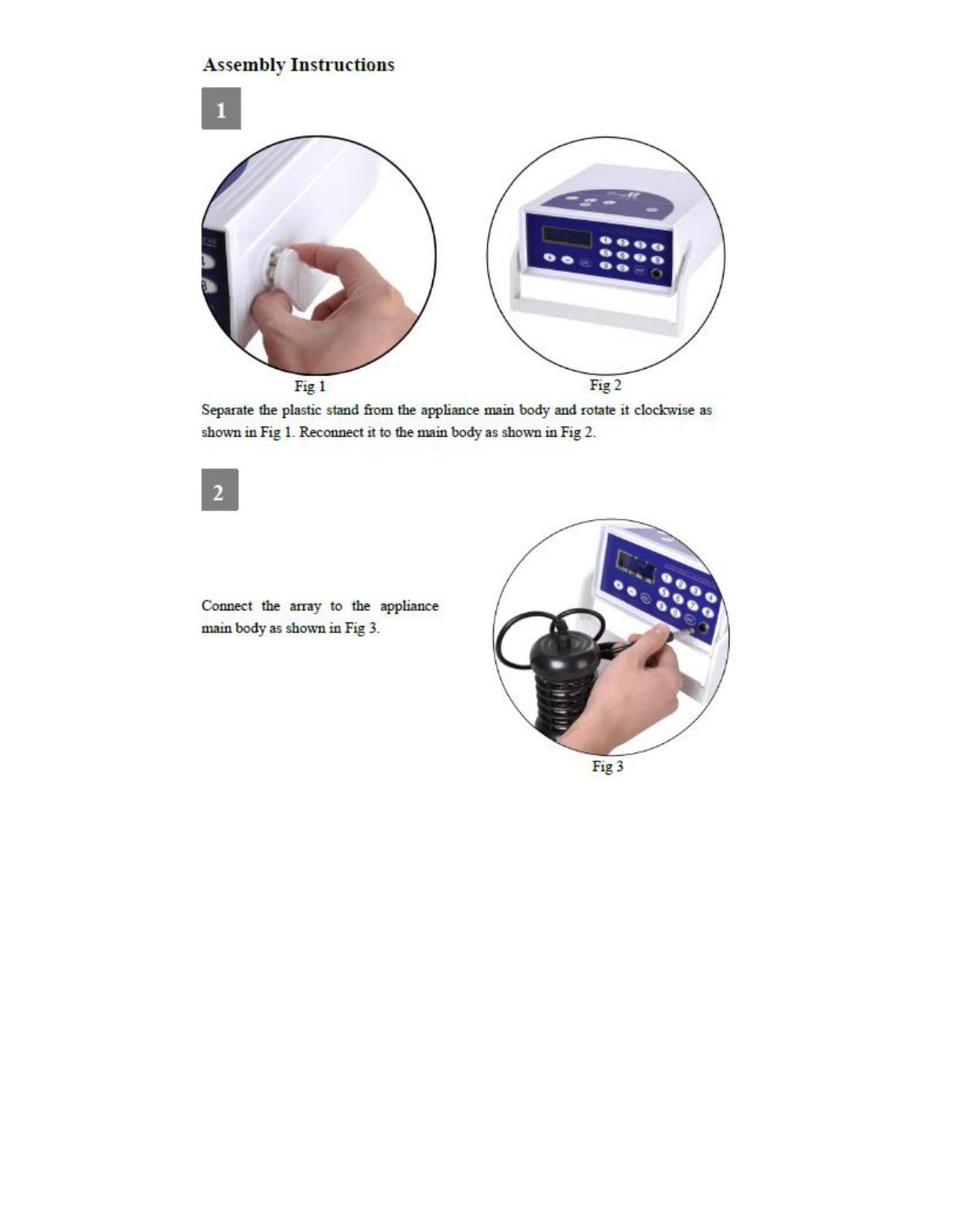## Assembly Instructions

**1**

Fig 1

Fig 2

Separate the plastic stand from the appliance main body and rotate it clockwise as shown in Fig 1. Reconnect it to the main body as shown in Fig 2.

**2**

Connect the array to the appliance main body as shown in Fig 3.

Fig 3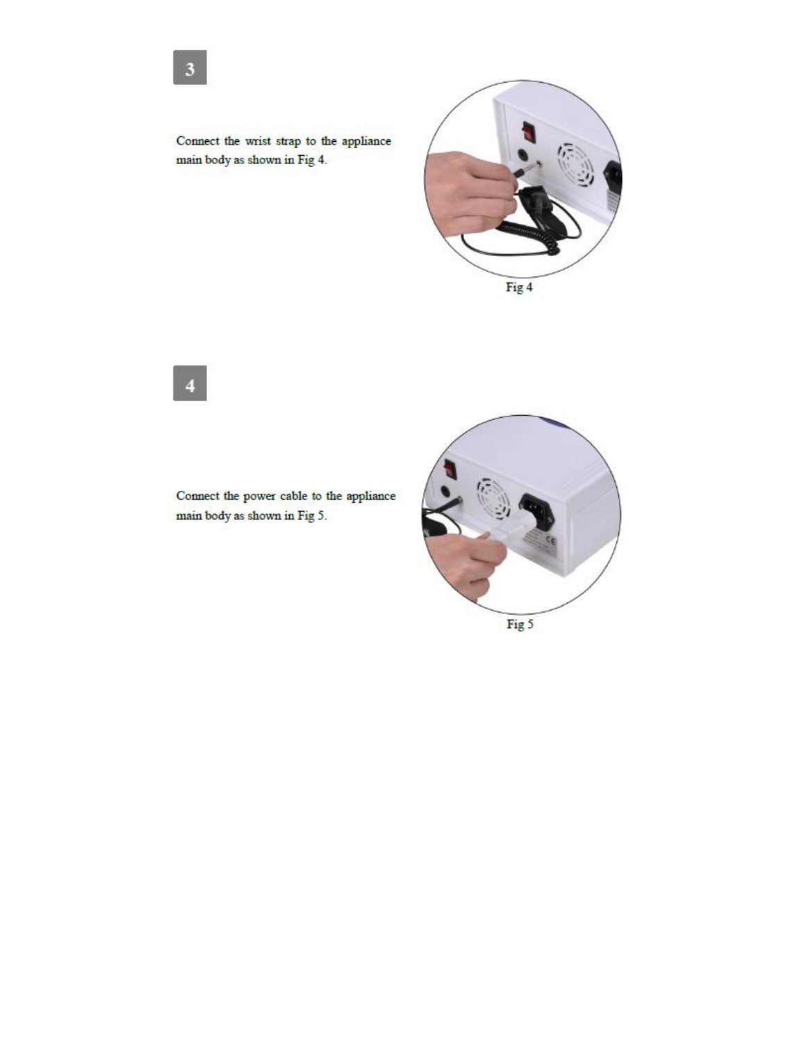**3**

Connect the wrist strap to the appliance main body as shown in Fig 4.

Fig 4

**4**

Connect the power cable to the appliance main body as shown in Fig 5.

Fig 5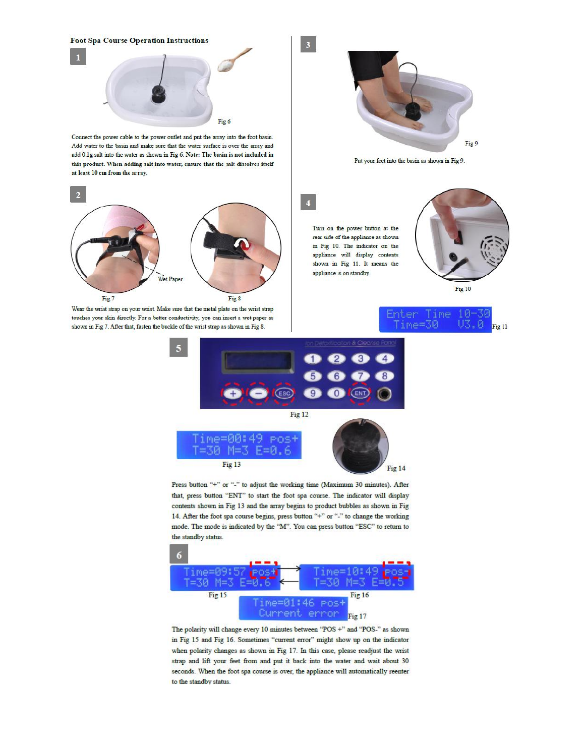## Foot Spa Course Operation Instructions

**1**

Fig 6

Connect the power cable to the power outlet and put the array into the foot basin. Add water to the basin and make sure that the water surface is over the array and add 0.1g salt into the water as shown in Fig 6. Note: **The basin is not included in this product. When adding salt into water, ensure that the salt dissolves itself at least 10 cm from the array.**

**2**

Wet Paper

Fig 7

Fig 8

Wear the wrist strap on your wrist. Make sure that the metal plate on the wrist strap touches your skin directly. For a better conductivity, you can insert a wet paper as shown in Fig 7. After that, fasten the buckle of the wrist strap as shown in Fig 8.

**3**

Fig 9

Put your feet into the basin as shown in Fig 9.

**4**

Turn on the power button at the rear side of the appliance as shown in Fig 10. The indicator on the appliance will display contents shown in Fig 11. It means the appliance is on standby.

Fig 10

```
Enter Time 10-30
 Time=30    V3.0
```

Fig 11

**5**

Ion Detoxification & Cleanse Panel

Fig 12

```
Time=00:49 Pos+
T=30 M=3 E=0.6
```

Fig 13

Fig 14

Press button "+" or "-" to adjust the working time (Maximum 30 minutes). After that, press button "ENT" to start the foot spa course. The indicator will display contents shown in Fig 13 and the array begins to product bubbles as shown in Fig 14. After the foot spa course begins, press button "+" or "-" to change the working mode. The mode is indicated by the "M". You can press button "ESC" to return to the standby status.

**6**

```
Time=09:57 Pos+
T=30 M=3 E=0.6
```

Fig 15

```
Time=10:49 Pos-
T=30 M=3 E=0.5
```

Fig 16

```
Time=01:46 Pos+
 Current error
```

Fig 17

The polarity will change every 10 minutes between "POS +" and "POS-" as shown in Fig 15 and Fig 16. Sometimes "current error" might show up on the indicator when polarity changes as shown in Fig 17. In this case, please readjust the wrist strap and lift your feet from and put it back into the water and wait about 30 seconds. When the foot spa course is over, the appliance will automatically reenter to the standby status.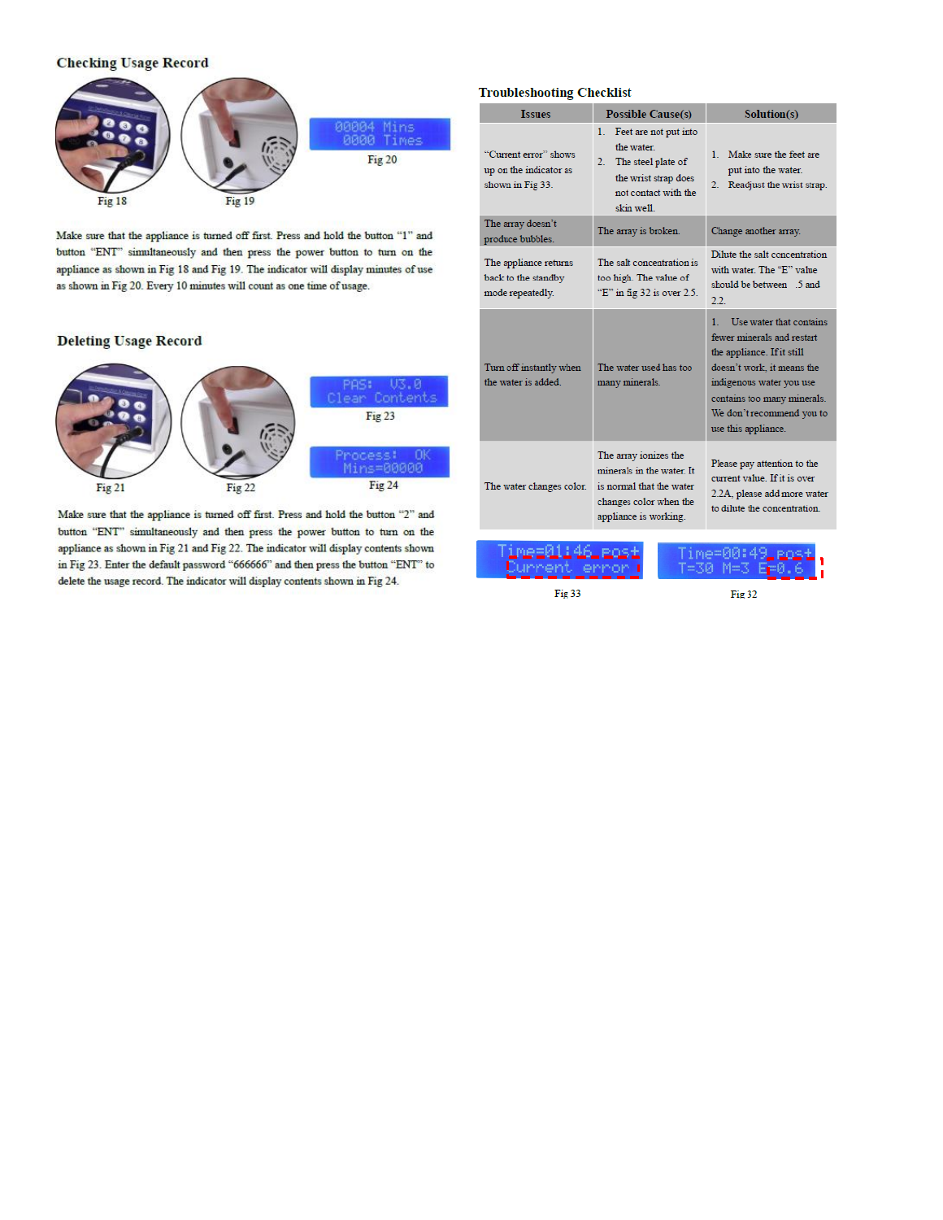## Checking Usage Record

00004 Mins
0000 Times

Fig 18 Fig 19 Fig 20

Make sure that the appliance is turned off first. Press and hold the button "1" and button "ENT" simultaneously and then press the power button to turn on the appliance as shown in Fig 18 and Fig 19. The indicator will display minutes of use as shown in Fig 20. Every 10 minutes will count as one time of usage.

## Deleting Usage Record

PAS: V3.0
Clear Contents

Fig 23

Process: OK
Mins=00000

Fig 21 Fig 22 Fig 24

Make sure that the appliance is turned off first. Press and hold the button "2" and button "ENT" simultaneously and then press the power button to turn on the appliance as shown in Fig 21 and Fig 22. The indicator will display contents shown in Fig 23. Enter the default password "666666" and then press the button "ENT" to delete the usage record. The indicator will display contents shown in Fig 24.

## Troubleshooting Checklist

| Issues | Possible Cause(s) | Solution(s) |
|---|---|---|
| "Current error" shows up on the indicator as shown in Fig 33. | 1. Feet are not put into the water. 2. The steel plate of the wrist strap does not contact with the skin well. | 1. Make sure the feet are put into the water. 2. Readjust the wrist strap. |
| The array doesn't produce bubbles. | The array is broken. | Change another array. |
| The appliance returns back to the standby mode repeatedly. | The salt concentration is too high. The value of "E" in fig 32 is over 2.5. | Dilute the salt concentration with water. The "E" value should be between .5 and 2.2. |
| Turn off instantly when the water is added. | The water used has too many minerals. | 1. Use water that contains fewer minerals and restart the appliance. If it still doesn't work, it means the indigenous water you use contains too many minerals. We don't recommend you to use this appliance. |
| The water changes color. | The array ionizes the minerals in the water. It is normal that the water changes color when the appliance is working. | Please pay attention to the current value. If it is over 2.2A, please add more water to dilute the concentration. |

Time=01:46 pos+
Current error

Fig 33

Time=00:49 pos+
T=30 M=3 E=0.6

Fig 32